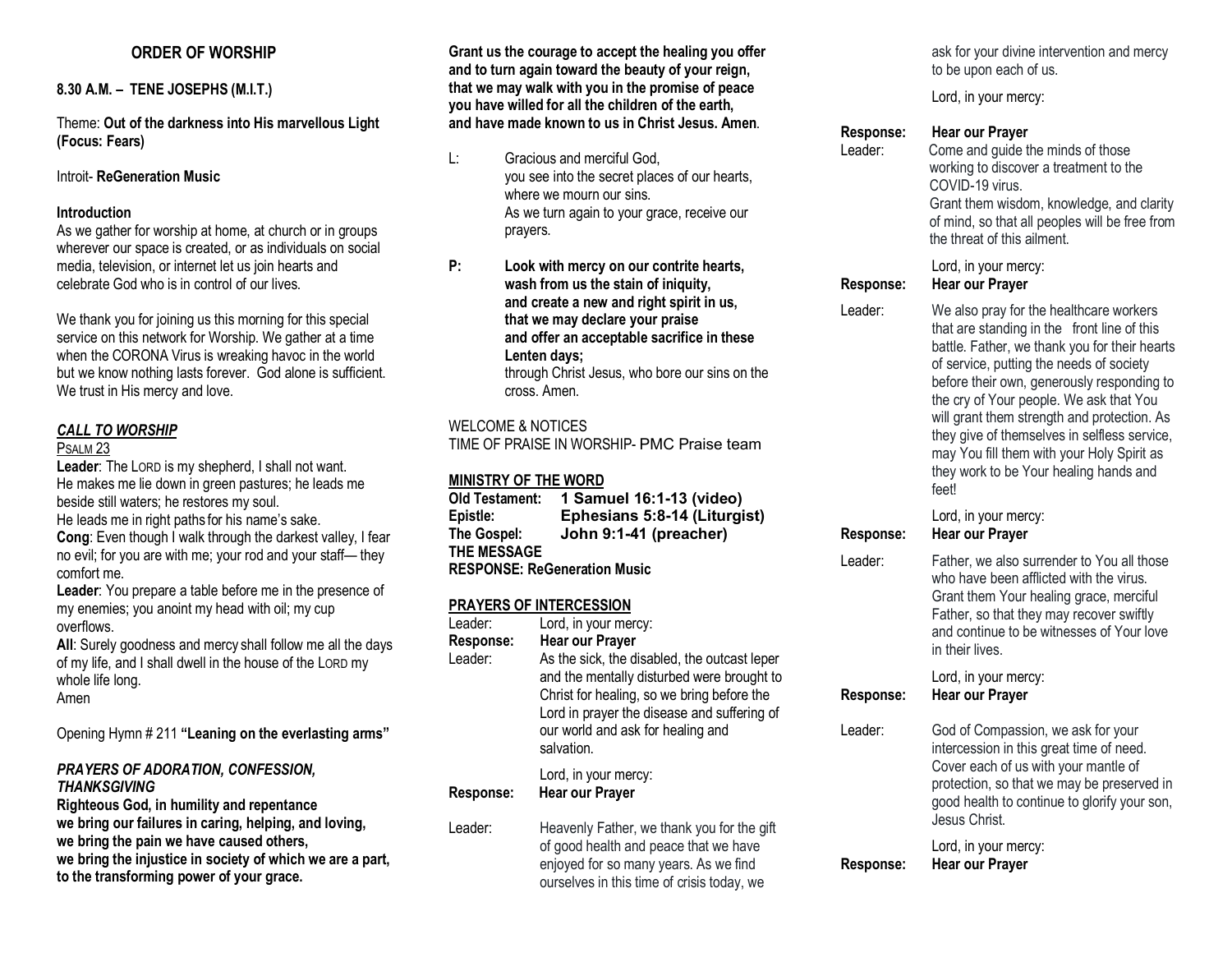## ORDER OF WORSHIP

**8.30 A.M. – TENE JOSEPHS (M.I.T.)**

Theme: **Out of the darkness into His marvellous Light (Focus: Fears)**

Introit- **ReGeneration Music**

**Introduction**

As we gather for worship at home, at church or in groups wherever our space is created, or as individuals on social media, television, or internet let us join hearts and celebrate God who is in control of our lives.

We thank you for joining us this morning for this special service on this network for Worship. We gather at a time when the CORONA Virus is wreaking havoc in the world but we know nothing lasts forever. God alone is sufficient. We trust in His mercy and love.

### ***CALL TO WORSHIP***

PSALM 23

**Leader**: The LORD is my shepherd, I shall not want. He makes me lie down in green pastures; he leads me beside still waters; he restores my soul. He leads me in right paths for his name's sake.

**Cong**: Even though I walk through the darkest valley, I fear no evil; for you are with me; your rod and your staff— they comfort me.

**Leader**: You prepare a table before me in the presence of my enemies; you anoint my head with oil; my cup overflows.

**All**: Surely goodness and mercy shall follow me all the days of my life, and I shall dwell in the house of the LORD my whole life long.

Amen

Opening Hymn # 211 **"Leaning on the everlasting arms"**

### ***PRAYERS OF ADORATION, CONFESSION, THANKSGIVING***

**Righteous God, in humility and repentance**
**we bring our failures in caring, helping, and loving,**
**we bring the pain we have caused others,**
**we bring the injustice in society of which we are a part,**
**to the transforming power of your grace.**
**Grant us the courage to accept the healing you offer**
**and to turn again toward the beauty of your reign,**
**that we may walk with you in the promise of peace**
**you have willed for all the children of the earth,**
**and have made known to us in Christ Jesus. Amen**.

L: Gracious and merciful God,
you see into the secret places of our hearts,
where we mourn our sins.
As we turn again to your grace, receive our prayers.

**P: Look with mercy on our contrite hearts,**
**wash from us the stain of iniquity,**
**and create a new and right spirit in us,**
**that we may declare your praise**
**and offer an acceptable sacrifice in these Lenten days;**
through Christ Jesus, who bore our sins on the cross. Amen.

WELCOME & NOTICES
TIME OF PRAISE IN WORSHIP- PMC Praise team

### **MINISTRY OF THE WORD**

**Old Testament: 1 Samuel 16:1-13 (video)**
**Epistle: Ephesians 5:8-14 (Liturgist)**
**The Gospel: John 9:1-41 (preacher)**
**THE MESSAGE**
**RESPONSE: ReGeneration Music**

### **PRAYERS OF INTERCESSION**

Leader: Lord, in your mercy:
**Response: Hear our Prayer**

Leader: As the sick, the disabled, the outcast leper and the mentally disturbed were brought to Christ for healing, so we bring before the Lord in prayer the disease and suffering of our world and ask for healing and salvation.

Lord, in your mercy:
**Response: Hear our Prayer**

Leader: Heavenly Father, we thank you for the gift of good health and peace that we have enjoyed for so many years. As we find ourselves in this time of crisis today, we ask for your divine intervention and mercy to be upon each of us.

Lord, in your mercy:
**Response: Hear our Prayer**

Leader: Come and guide the minds of those working to discover a treatment to the COVID-19 virus.
Grant them wisdom, knowledge, and clarity of mind, so that all peoples will be free from the threat of this ailment.

Lord, in your mercy:
**Response: Hear our Prayer**

Leader: We also pray for the healthcare workers that are standing in the front line of this battle. Father, we thank you for their hearts of service, putting the needs of society before their own, generously responding to the cry of Your people. We ask that You will grant them strength and protection. As they give of themselves in selfless service, may You fill them with your Holy Spirit as they work to be Your healing hands and feet!

Lord, in your mercy:
**Response: Hear our Prayer**

Leader: Father, we also surrender to You all those who have been afflicted with the virus. Grant them Your healing grace, merciful Father, so that they may recover swiftly and continue to be witnesses of Your love in their lives.

Lord, in your mercy:
**Response: Hear our Prayer**

Leader: God of Compassion, we ask for your intercession in this great time of need. Cover each of us with your mantle of protection, so that we may be preserved in good health to continue to glorify your son, Jesus Christ.

Lord, in your mercy:
**Response: Hear our Prayer**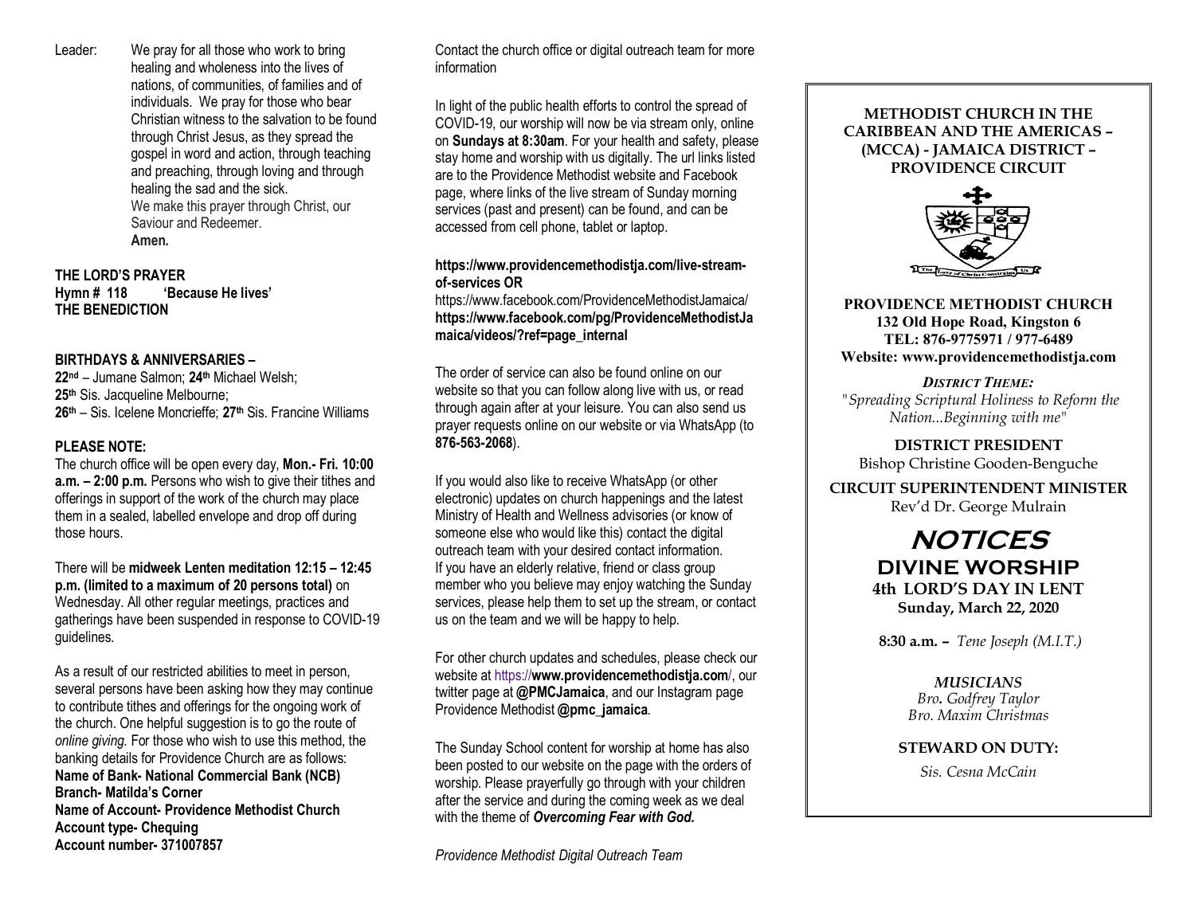Leader: We pray for all those who work to bring healing and wholeness into the lives of nations, of communities, of families and of individuals. We pray for those who bear Christian witness to the salvation to be found through Christ Jesus, as they spread the gospel in word and action, through teaching and preaching, through loving and through healing the sad and the sick.
We make this prayer through Christ, our Saviour and Redeemer.
**Amen.**

**THE LORD'S PRAYER**
**Hymn # 118 'Because He lives'**
**THE BENEDICTION**

**BIRTHDAYS & ANNIVERSARIES –**
**22nd** – Jumane Salmon; **24th** Michael Welsh;
**25th** Sis. Jacqueline Melbourne;
**26th** – Sis. Icelene Moncrieffe; **27th** Sis. Francine Williams

**PLEASE NOTE:**
The church office will be open every day, **Mon.- Fri. 10:00 a.m. – 2:00 p.m.** Persons who wish to give their tithes and offerings in support of the work of the church may place them in a sealed, labelled envelope and drop off during those hours.

There will be **midweek Lenten meditation 12:15 – 12:45 p.m. (limited to a maximum of 20 persons total)** on Wednesday. All other regular meetings, practices and gatherings have been suspended in response to COVID-19 guidelines.

As a result of our restricted abilities to meet in person, several persons have been asking how they may continue to contribute tithes and offerings for the ongoing work of the church. One helpful suggestion is to go the route of *online giving*. For those who wish to use this method, the banking details for Providence Church are as follows:
**Name of Bank- National Commercial Bank (NCB)**
**Branch- Matilda's Corner**
**Name of Account- Providence Methodist Church**
**Account type- Chequing**
**Account number- 371007857**

Contact the church office or digital outreach team for more information

In light of the public health efforts to control the spread of COVID-19, our worship will now be via stream only, online on **Sundays at 8:30am**. For your health and safety, please stay home and worship with us digitally. The url links listed are to the Providence Methodist website and Facebook page, where links of the live stream of Sunday morning services (past and present) can be found, and can be accessed from cell phone, tablet or laptop.

**https://www.providencemethodistja.com/live-stream-of-services OR**
https://www.facebook.com/ProvidenceMethodistJamaica/
**https://www.facebook.com/pg/ProvidenceMethodistJamaica/videos/?ref=page_internal**

The order of service can also be found online on our website so that you can follow along live with us, or read through again after at your leisure. You can also send us prayer requests online on our website or via WhatsApp (to **876-563-2068**).

If you would also like to receive WhatsApp (or other electronic) updates on church happenings and the latest Ministry of Health and Wellness advisories (or know of someone else who would like this) contact the digital outreach team with your desired contact information.
If you have an elderly relative, friend or class group member who you believe may enjoy watching the Sunday services, please help them to set up the stream, or contact us on the team and we will be happy to help.

For other church updates and schedules, please check our website at https://**www.providencemethodistja.com**/, our twitter page at **@PMCJamaica**, and our Instagram page Providence Methodist **@pmc_jamaica**.

The Sunday School content for worship at home has also been posted to our website on the page with the orders of worship. Please prayerfully go through with your children after the service and during the coming week as we deal with the theme of ***Overcoming Fear with God.***

*Providence Methodist Digital Outreach Team*

**METHODIST CHURCH IN THE CARIBBEAN AND THE AMERICAS – (MCCA) - JAMAICA DISTRICT – PROVIDENCE CIRCUIT**

**PROVIDENCE METHODIST CHURCH**
**132 Old Hope Road, Kingston 6**
**TEL: 876-9775971 / 977-6489**
**Website: www.providencemethodistja.com**

***DISTRICT THEME:***
*"Spreading Scriptural Holiness to Reform the Nation...Beginning with me"*

**DISTRICT PRESIDENT**
Bishop Christine Gooden-Benguche

**CIRCUIT SUPERINTENDENT MINISTER**
Rev'd Dr. George Mulrain

# NOTICES

## DIVINE WORSHIP

**4th LORD'S DAY IN LENT**
**Sunday, March 22, 2020**

**8:30 a.m. –** *Tene Joseph (M.I.T.)*

***MUSICIANS***
*Bro. Godfrey Taylor*
*Bro. Maxim Christmas*

**STEWARD ON DUTY:**
*Sis. Cesna McCain*